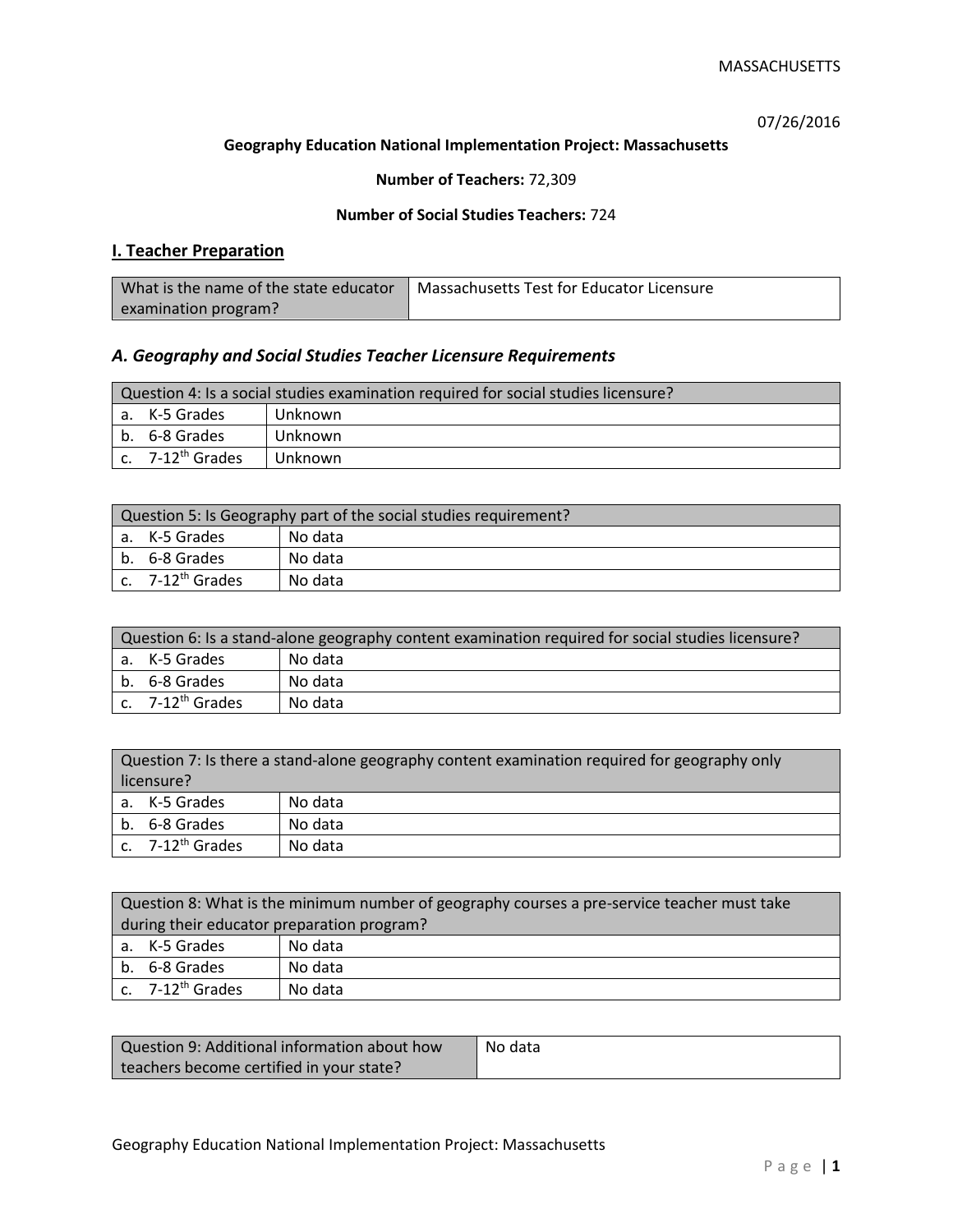07/26/2016

**Geography Education National Implementation Project: Massachusetts**

**Number of Teachers:** 72,309

**Number of Social Studies Teachers:** 724

## I. Teacher Preparation

| What is the name of the state educator examination program? | Massachusetts Test for Educator Licensure |
|---|---|

### *A. Geography and Social Studies Teacher Licensure Requirements*

| Question 4: Is a social studies examination required for social studies licensure? | |
|---|---|
| a. K-5 Grades | Unknown |
| b. 6-8 Grades | Unknown |
| c. 7-12th Grades | Unknown |

| Question 5: Is Geography part of the social studies requirement? | |
|---|---|
| a. K-5 Grades | No data |
| b. 6-8 Grades | No data |
| c. 7-12th Grades | No data |

| Question 6: Is a stand-alone geography content examination required for social studies licensure? | |
|---|---|
| a. K-5 Grades | No data |
| b. 6-8 Grades | No data |
| c. 7-12th Grades | No data |

| Question 7: Is there a stand-alone geography content examination required for geography only licensure? | |
|---|---|
| a. K-5 Grades | No data |
| b. 6-8 Grades | No data |
| c. 7-12th Grades | No data |

| Question 8: What is the minimum number of geography courses a pre-service teacher must take during their educator preparation program? | |
|---|---|
| a. K-5 Grades | No data |
| b. 6-8 Grades | No data |
| c. 7-12th Grades | No data |

| Question 9: Additional information about how teachers become certified in your state? | No data |
|---|---|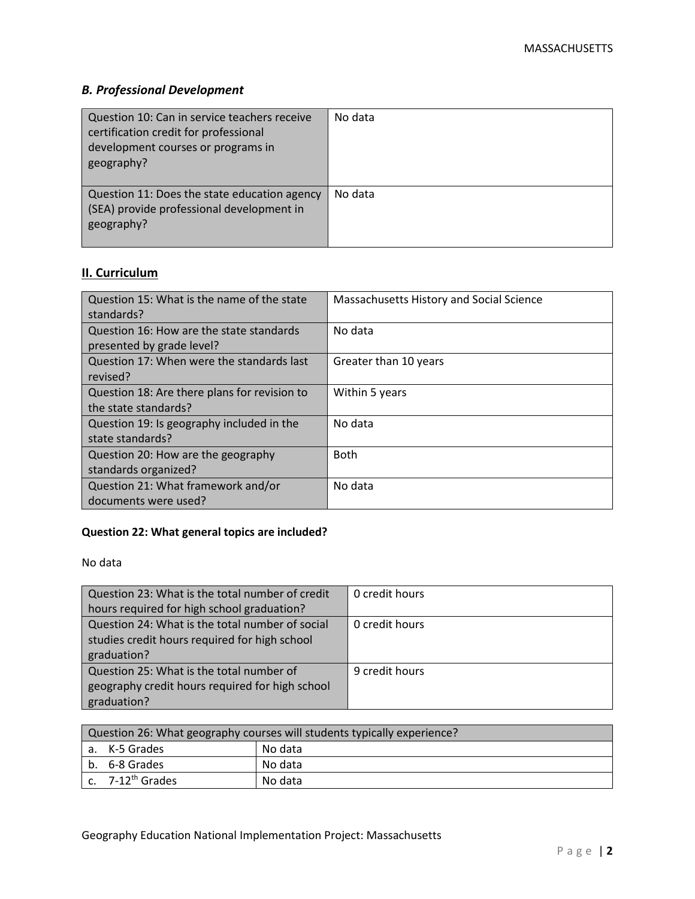### *B. Professional Development*

| | |
|---|---|
| Question 10: Can in service teachers receive certification credit for professional development courses or programs in geography? | No data |
| Question 11: Does the state education agency (SEA) provide professional development in geography? | No data |

## II. Curriculum

| | |
|---|---|
| Question 15: What is the name of the state standards? | Massachusetts History and Social Science |
| Question 16: How are the state standards presented by grade level? | No data |
| Question 17: When were the standards last revised? | Greater than 10 years |
| Question 18: Are there plans for revision to the state standards? | Within 5 years |
| Question 19: Is geography included in the state standards? | No data |
| Question 20: How are the geography standards organized? | Both |
| Question 21: What framework and/or documents were used? | No data |

**Question 22: What general topics are included?**

No data

| | |
|---|---|
| Question 23: What is the total number of credit hours required for high school graduation? | 0 credit hours |
| Question 24: What is the total number of social studies credit hours required for high school graduation? | 0 credit hours |
| Question 25: What is the total number of geography credit hours required for high school graduation? | 9 credit hours |

| Question 26: What geography courses will students typically experience? | |
|---|---|
| a. K-5 Grades | No data |
| b. 6-8 Grades | No data |
| c. 7-12th Grades | No data |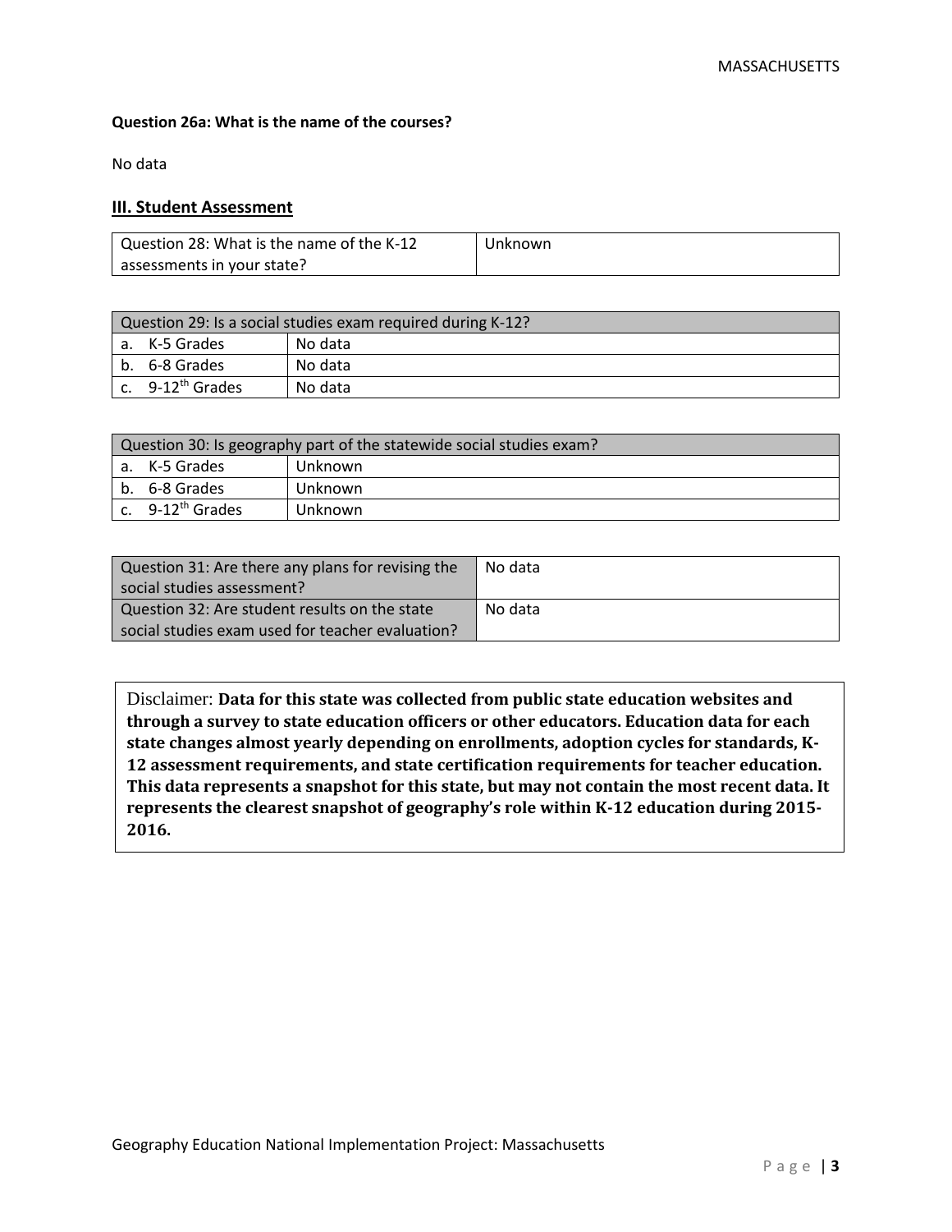**Question 26a: What is the name of the courses?**

No data

## III. Student Assessment

| | |
|---|---|
| Question 28: What is the name of the K-12 assessments in your state? | Unknown |

| Question 29: Is a social studies exam required during K-12? | |
|---|---|
| a. K-5 Grades | No data |
| b. 6-8 Grades | No data |
| c. 9-12th Grades | No data |

| Question 30: Is geography part of the statewide social studies exam? | |
|---|---|
| a. K-5 Grades | Unknown |
| b. 6-8 Grades | Unknown |
| c. 9-12th Grades | Unknown |

| | |
|---|---|
| Question 31: Are there any plans for revising the social studies assessment? | No data |
| Question 32: Are student results on the state social studies exam used for teacher evaluation? | No data |

Disclaimer: **Data for this state was collected from public state education websites and through a survey to state education officers or other educators. Education data for each state changes almost yearly depending on enrollments, adoption cycles for standards, K-12 assessment requirements, and state certification requirements for teacher education. This data represents a snapshot for this state, but may not contain the most recent data. It represents the clearest snapshot of geography's role within K-12 education during 2015-2016.**